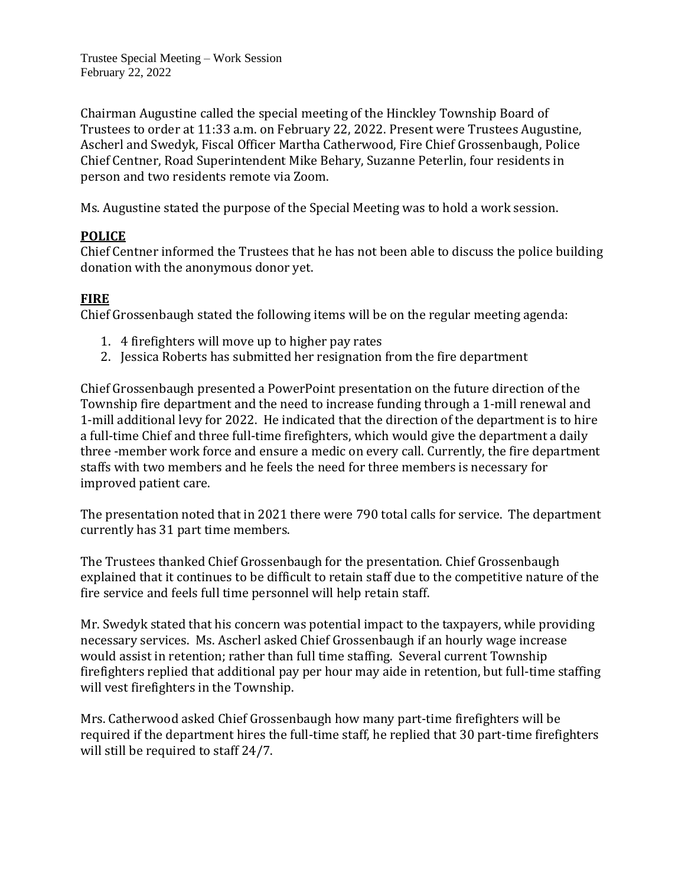Trustee Special Meeting – Work Session
February 22, 2022

Chairman Augustine called the special meeting of the Hinckley Township Board of Trustees to order at 11:33 a.m. on February 22, 2022. Present were Trustees Augustine, Ascherl and Swedyk, Fiscal Officer Martha Catherwood, Fire Chief Grossenbaugh, Police Chief Centner, Road Superintendent Mike Behary, Suzanne Peterlin, four residents in person and two residents remote via Zoom.

Ms. Augustine stated the purpose of the Special Meeting was to hold a work session.

**POLICE**

Chief Centner informed the Trustees that he has not been able to discuss the police building donation with the anonymous donor yet.

**FIRE**

Chief Grossenbaugh stated the following items will be on the regular meeting agenda:

1. 4 firefighters will move up to higher pay rates
2. Jessica Roberts has submitted her resignation from the fire department

Chief Grossenbaugh presented a PowerPoint presentation on the future direction of the Township fire department and the need to increase funding through a 1-mill renewal and 1-mill additional levy for 2022. He indicated that the direction of the department is to hire a full-time Chief and three full-time firefighters, which would give the department a daily three -member work force and ensure a medic on every call. Currently, the fire department staffs with two members and he feels the need for three members is necessary for improved patient care.

The presentation noted that in 2021 there were 790 total calls for service. The department currently has 31 part time members.

The Trustees thanked Chief Grossenbaugh for the presentation. Chief Grossenbaugh explained that it continues to be difficult to retain staff due to the competitive nature of the fire service and feels full time personnel will help retain staff.

Mr. Swedyk stated that his concern was potential impact to the taxpayers, while providing necessary services. Ms. Ascherl asked Chief Grossenbaugh if an hourly wage increase would assist in retention; rather than full time staffing. Several current Township firefighters replied that additional pay per hour may aide in retention, but full-time staffing will vest firefighters in the Township.

Mrs. Catherwood asked Chief Grossenbaugh how many part-time firefighters will be required if the department hires the full-time staff, he replied that 30 part-time firefighters will still be required to staff 24/7.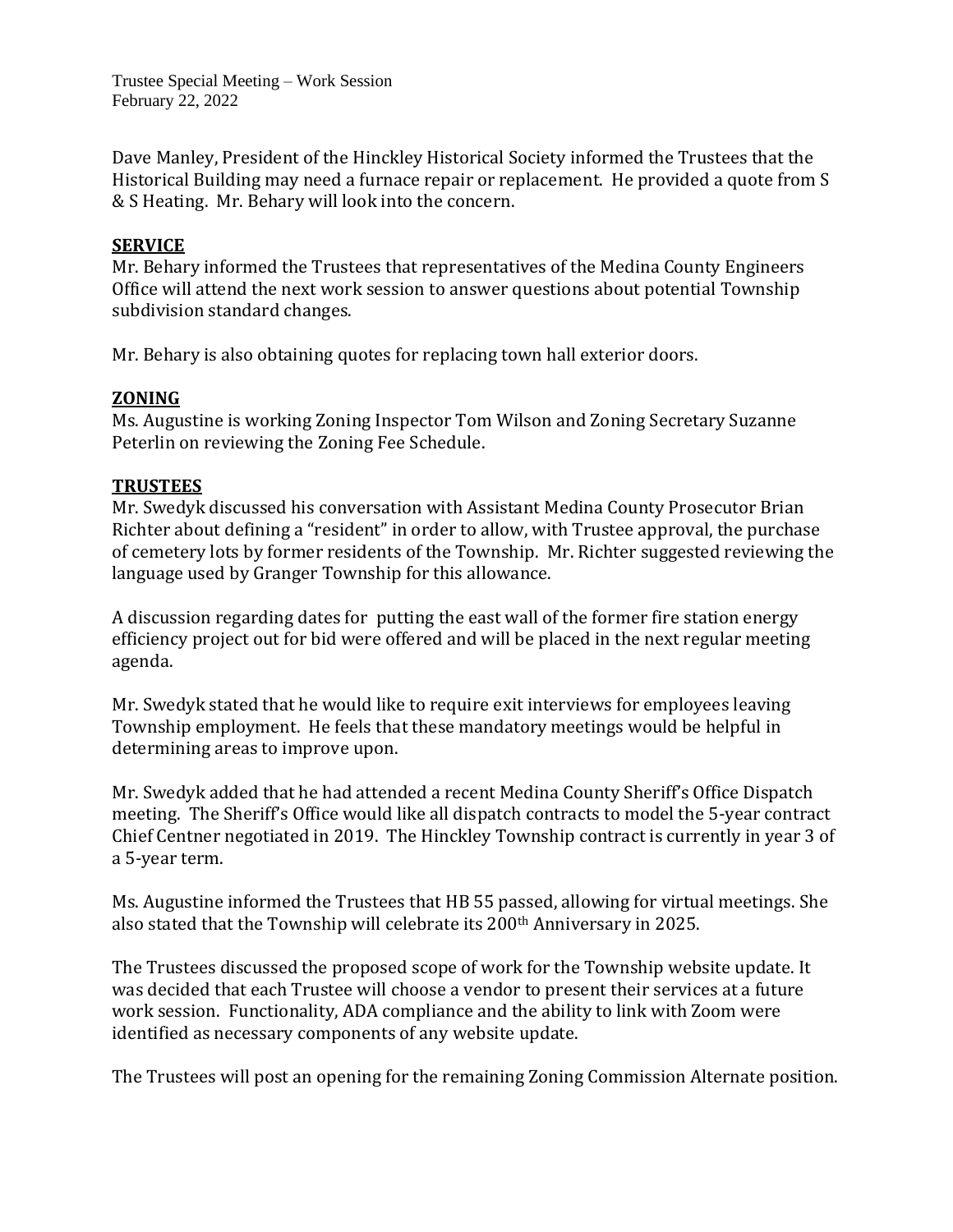Dave Manley, President of the Hinckley Historical Society informed the Trustees that the Historical Building may need a furnace repair or replacement. He provided a quote from S & S Heating. Mr. Behary will look into the concern.

**SERVICE**

Mr. Behary informed the Trustees that representatives of the Medina County Engineers Office will attend the next work session to answer questions about potential Township subdivision standard changes.

Mr. Behary is also obtaining quotes for replacing town hall exterior doors.

**ZONING**

Ms. Augustine is working Zoning Inspector Tom Wilson and Zoning Secretary Suzanne Peterlin on reviewing the Zoning Fee Schedule.

**TRUSTEES**

Mr. Swedyk discussed his conversation with Assistant Medina County Prosecutor Brian Richter about defining a "resident" in order to allow, with Trustee approval, the purchase of cemetery lots by former residents of the Township. Mr. Richter suggested reviewing the language used by Granger Township for this allowance.

A discussion regarding dates for putting the east wall of the former fire station energy efficiency project out for bid were offered and will be placed in the next regular meeting agenda.

Mr. Swedyk stated that he would like to require exit interviews for employees leaving Township employment. He feels that these mandatory meetings would be helpful in determining areas to improve upon.

Mr. Swedyk added that he had attended a recent Medina County Sheriff's Office Dispatch meeting. The Sheriff's Office would like all dispatch contracts to model the 5-year contract Chief Centner negotiated in 2019. The Hinckley Township contract is currently in year 3 of a 5-year term.

Ms. Augustine informed the Trustees that HB 55 passed, allowing for virtual meetings. She also stated that the Township will celebrate its 200th Anniversary in 2025.

The Trustees discussed the proposed scope of work for the Township website update. It was decided that each Trustee will choose a vendor to present their services at a future work session. Functionality, ADA compliance and the ability to link with Zoom were identified as necessary components of any website update.

The Trustees will post an opening for the remaining Zoning Commission Alternate position.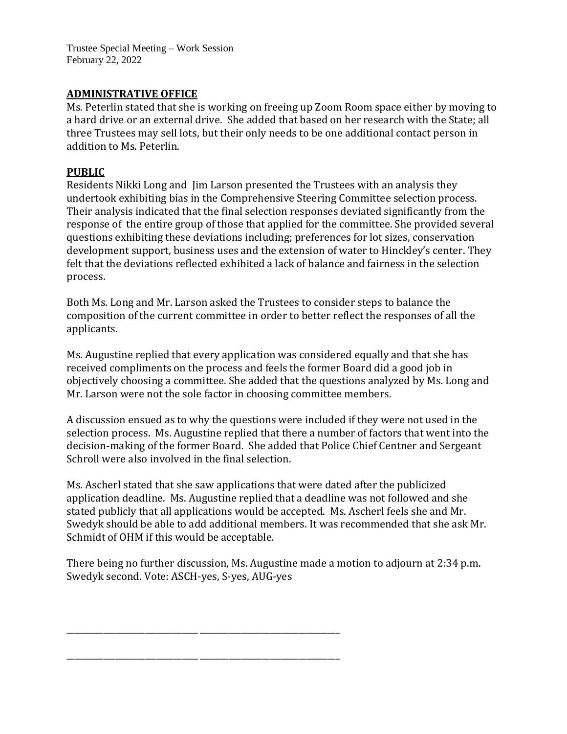## ADMINISTRATIVE OFFICE

Ms. Peterlin stated that she is working on freeing up Zoom Room space either by moving to a hard drive or an external drive. She added that based on her research with the State; all three Trustees may sell lots, but their only needs to be one additional contact person in addition to Ms. Peterlin.

## PUBLIC

Residents Nikki Long and Jim Larson presented the Trustees with an analysis they undertook exhibiting bias in the Comprehensive Steering Committee selection process. Their analysis indicated that the final selection responses deviated significantly from the response of the entire group of those that applied for the committee. She provided several questions exhibiting these deviations including; preferences for lot sizes, conservation development support, business uses and the extension of water to Hinckley's center. They felt that the deviations reflected exhibited a lack of balance and fairness in the selection process.

Both Ms. Long and Mr. Larson asked the Trustees to consider steps to balance the composition of the current committee in order to better reflect the responses of all the applicants.

Ms. Augustine replied that every application was considered equally and that she has received compliments on the process and feels the former Board did a good job in objectively choosing a committee. She added that the questions analyzed by Ms. Long and Mr. Larson were not the sole factor in choosing committee members.

A discussion ensued as to why the questions were included if they were not used in the selection process. Ms. Augustine replied that there a number of factors that went into the decision-making of the former Board. She added that Police Chief Centner and Sergeant Schroll were also involved in the final selection.

Ms. Ascherl stated that she saw applications that were dated after the publicized application deadline. Ms. Augustine replied that a deadline was not followed and she stated publicly that all applications would be accepted. Ms. Ascherl feels she and Mr. Swedyk should be able to add additional members. It was recommended that she ask Mr. Schmidt of OHM if this would be acceptable.

There being no further discussion, Ms. Augustine made a motion to adjourn at 2:34 p.m. Swedyk second. Vote: ASCH-yes, S-yes, AUG-yes

\_\_\_\_\_\_\_\_\_\_\_\_\_\_\_\_\_\_\_\_\_\_\_\_\_\_\_\_\_\_ \_\_\_\_\_\_\_\_\_\_\_\_\_\_\_\_\_\_\_\_\_\_\_\_\_\_\_\_\_\_

\_\_\_\_\_\_\_\_\_\_\_\_\_\_\_\_\_\_\_\_\_\_\_\_\_\_\_\_\_\_ \_\_\_\_\_\_\_\_\_\_\_\_\_\_\_\_\_\_\_\_\_\_\_\_\_\_\_\_\_\_